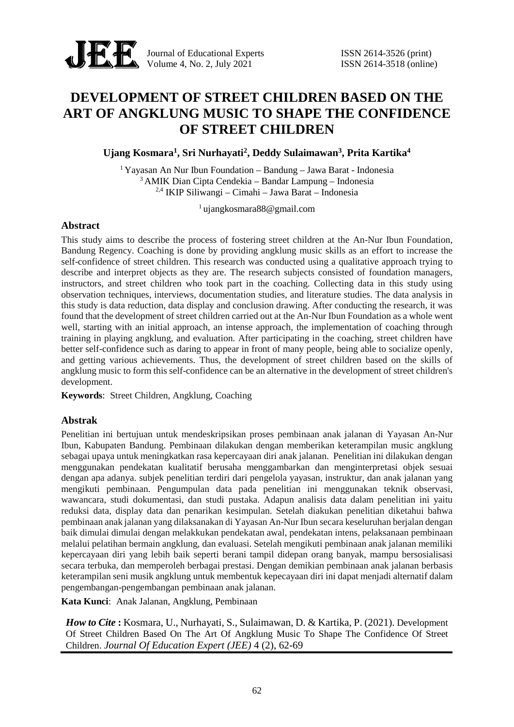# DEVELOPMENT OF STREET CHILDREN BASED ON THE ART OF ANGKLUNG MUSIC TO SHAPE THE CONFIDENCE OF STREET CHILDREN

**Ujang Kosmara[1], Sri Nurhayati[2], Deddy Sulaimawan[3], Prita Kartika[4]**

[1] Yayasan An Nur Ibun Foundation – Bandung – Jawa Barat - Indonesia
[3] AMIK Dian Cipta Cendekia – Bandar Lampung – Indonesia
[2,4] IKIP Siliwangi – Cimahi – Jawa Barat – Indonesia

[1] ujangkosmara88@gmail.com

## Abstract

This study aims to describe the process of fostering street children at the An-Nur Ibun Foundation, Bandung Regency. Coaching is done by providing angklung music skills as an effort to increase the self-confidence of street children. This research was conducted using a qualitative approach trying to describe and interpret objects as they are. The research subjects consisted of foundation managers, instructors, and street children who took part in the coaching. Collecting data in this study using observation techniques, interviews, documentation studies, and literature studies. The data analysis in this study is data reduction, data display and conclusion drawing. After conducting the research, it was found that the development of street children carried out at the An-Nur Ibun Foundation as a whole went well, starting with an initial approach, an intense approach, the implementation of coaching through training in playing angklung, and evaluation. After participating in the coaching, street children have better self-confidence such as daring to appear in front of many people, being able to socialize openly, and getting various achievements. Thus, the development of street children based on the skills of angklung music to form this self-confidence can be an alternative in the development of street children's development.

**Keywords**: Street Children, Angklung, Coaching

## Abstrak

Penelitian ini bertujuan untuk mendeskripsikan proses pembinaan anak jalanan di Yayasan An-Nur Ibun, Kabupaten Bandung. Pembinaan dilakukan dengan memberikan keterampilan music angklung sebagai upaya untuk meningkatkan rasa kepercayaan diri anak jalanan. Penelitian ini dilakukan dengan menggunakan pendekatan kualitatif berusaha menggambarkan dan menginterpretasi objek sesuai dengan apa adanya. subjek penelitian terdiri dari pengelola yayasan, instruktur, dan anak jalanan yang mengikuti pembinaan. Pengumpulan data pada penelitian ini menggunakan teknik observasi, wawancara, studi dokumentasi, dan studi pustaka. Adapun analisis data dalam penelitian ini yaitu reduksi data, display data dan penarikan kesimpulan. Setelah diakukan penelitian diketahui bahwa pembinaan anak jalanan yang dilaksanakan di Yayasan An-Nur Ibun secara keseluruhan berjalan dengan baik dimulai dimulai dengan melakkukan pendekatan awal, pendekatan intens, pelaksanaan pembinaan melalui pelatihan bermain angklung, dan evaluasi. Setelah mengikuti pembinaan anak jalanan memiliki kepercayaan diri yang lebih baik seperti berani tampil didepan orang banyak, mampu bersosialisasi secara terbuka, dan memperoleh berbagai prestasi. Dengan demikian pembinaan anak jalanan berbasis keterampilan seni musik angklung untuk membentuk kepecayaan diri ini dapat menjadi alternatif dalam pengembangan-pengembangan pembinaan anak jalanan.

**Kata Kunci**: Anak Jalanan, Angklung, Pembinaan

***How to Cite*** **:** Kosmara, U., Nurhayati, S., Sulaimawan, D. & Kartika, P. (2021). Development Of Street Children Based On The Art Of Angklung Music To Shape The Confidence Of Street Children. *Journal Of Education Expert (JEE)* 4 (2), 62-69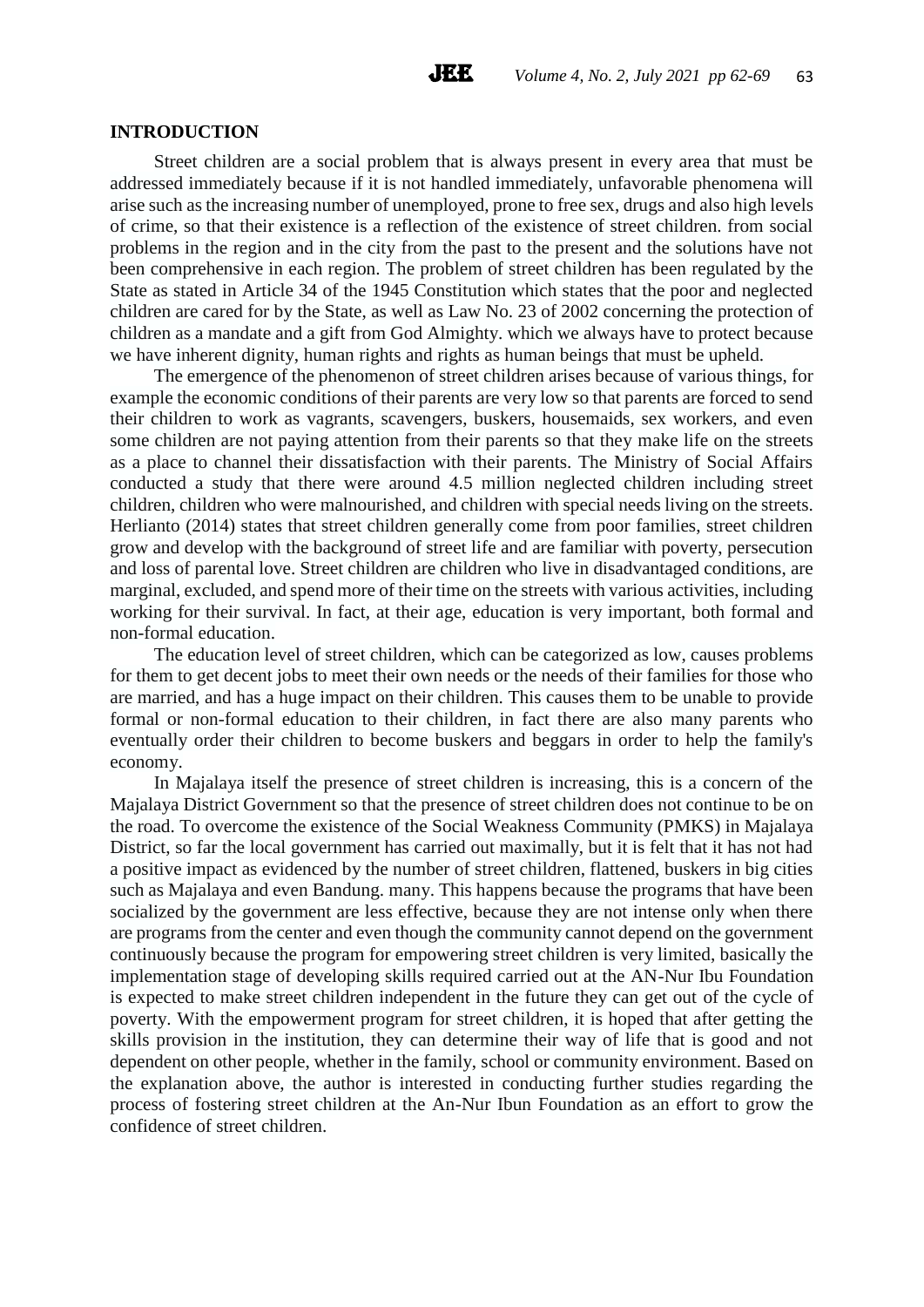## INTRODUCTION

Street children are a social problem that is always present in every area that must be addressed immediately because if it is not handled immediately, unfavorable phenomena will arise such as the increasing number of unemployed, prone to free sex, drugs and also high levels of crime, so that their existence is a reflection of the existence of street children. from social problems in the region and in the city from the past to the present and the solutions have not been comprehensive in each region. The problem of street children has been regulated by the State as stated in Article 34 of the 1945 Constitution which states that the poor and neglected children are cared for by the State, as well as Law No. 23 of 2002 concerning the protection of children as a mandate and a gift from God Almighty. which we always have to protect because we have inherent dignity, human rights and rights as human beings that must be upheld.

The emergence of the phenomenon of street children arises because of various things, for example the economic conditions of their parents are very low so that parents are forced to send their children to work as vagrants, scavengers, buskers, housemaids, sex workers, and even some children are not paying attention from their parents so that they make life on the streets as a place to channel their dissatisfaction with their parents. The Ministry of Social Affairs conducted a study that there were around 4.5 million neglected children including street children, children who were malnourished, and children with special needs living on the streets. Herlianto (2014) states that street children generally come from poor families, street children grow and develop with the background of street life and are familiar with poverty, persecution and loss of parental love. Street children are children who live in disadvantaged conditions, are marginal, excluded, and spend more of their time on the streets with various activities, including working for their survival. In fact, at their age, education is very important, both formal and non-formal education.

The education level of street children, which can be categorized as low, causes problems for them to get decent jobs to meet their own needs or the needs of their families for those who are married, and has a huge impact on their children. This causes them to be unable to provide formal or non-formal education to their children, in fact there are also many parents who eventually order their children to become buskers and beggars in order to help the family's economy.

In Majalaya itself the presence of street children is increasing, this is a concern of the Majalaya District Government so that the presence of street children does not continue to be on the road. To overcome the existence of the Social Weakness Community (PMKS) in Majalaya District, so far the local government has carried out maximally, but it is felt that it has not had a positive impact as evidenced by the number of street children, flattened, buskers in big cities such as Majalaya and even Bandung. many. This happens because the programs that have been socialized by the government are less effective, because they are not intense only when there are programs from the center and even though the community cannot depend on the government continuously because the program for empowering street children is very limited, basically the implementation stage of developing skills required carried out at the AN-Nur Ibu Foundation is expected to make street children independent in the future they can get out of the cycle of poverty. With the empowerment program for street children, it is hoped that after getting the skills provision in the institution, they can determine their way of life that is good and not dependent on other people, whether in the family, school or community environment. Based on the explanation above, the author is interested in conducting further studies regarding the process of fostering street children at the An-Nur Ibun Foundation as an effort to grow the confidence of street children.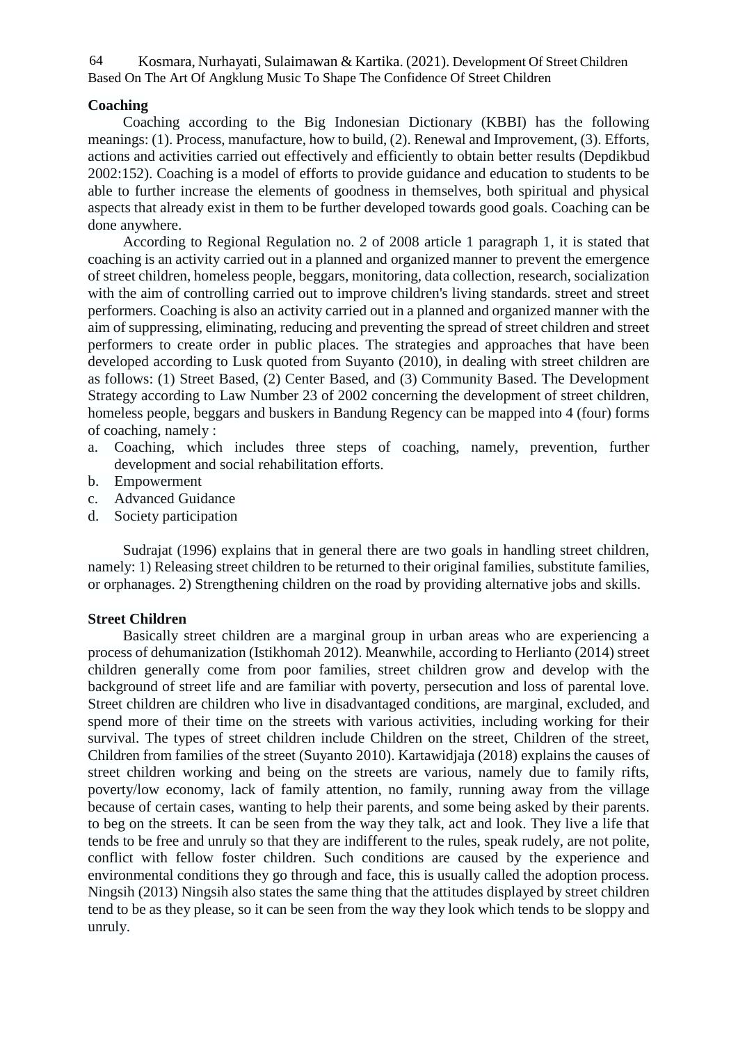**Coaching**

Coaching according to the Big Indonesian Dictionary (KBBI) has the following meanings: (1). Process, manufacture, how to build, (2). Renewal and Improvement, (3). Efforts, actions and activities carried out effectively and efficiently to obtain better results (Depdikbud 2002:152). Coaching is a model of efforts to provide guidance and education to students to be able to further increase the elements of goodness in themselves, both spiritual and physical aspects that already exist in them to be further developed towards good goals. Coaching can be done anywhere.

According to Regional Regulation no. 2 of 2008 article 1 paragraph 1, it is stated that coaching is an activity carried out in a planned and organized manner to prevent the emergence of street children, homeless people, beggars, monitoring, data collection, research, socialization with the aim of controlling carried out to improve children's living standards. street and street performers. Coaching is also an activity carried out in a planned and organized manner with the aim of suppressing, eliminating, reducing and preventing the spread of street children and street performers to create order in public places. The strategies and approaches that have been developed according to Lusk quoted from Suyanto (2010), in dealing with street children are as follows: (1) Street Based, (2) Center Based, and (3) Community Based. The Development Strategy according to Law Number 23 of 2002 concerning the development of street children, homeless people, beggars and buskers in Bandung Regency can be mapped into 4 (four) forms of coaching, namely :

a. Coaching, which includes three steps of coaching, namely, prevention, further development and social rehabilitation efforts.
b. Empowerment
c. Advanced Guidance
d. Society participation

Sudrajat (1996) explains that in general there are two goals in handling street children, namely: 1) Releasing street children to be returned to their original families, substitute families, or orphanages. 2) Strengthening children on the road by providing alternative jobs and skills.

**Street Children**

Basically street children are a marginal group in urban areas who are experiencing a process of dehumanization (Istikhomah 2012). Meanwhile, according to Herlianto (2014) street children generally come from poor families, street children grow and develop with the background of street life and are familiar with poverty, persecution and loss of parental love. Street children are children who live in disadvantaged conditions, are marginal, excluded, and spend more of their time on the streets with various activities, including working for their survival. The types of street children include Children on the street, Children of the street, Children from families of the street (Suyanto 2010). Kartawidjaja (2018) explains the causes of street children working and being on the streets are various, namely due to family rifts, poverty/low economy, lack of family attention, no family, running away from the village because of certain cases, wanting to help their parents, and some being asked by their parents. to beg on the streets. It can be seen from the way they talk, act and look. They live a life that tends to be free and unruly so that they are indifferent to the rules, speak rudely, are not polite, conflict with fellow foster children. Such conditions are caused by the experience and environmental conditions they go through and face, this is usually called the adoption process. Ningsih (2013) Ningsih also states the same thing that the attitudes displayed by street children tend to be as they please, so it can be seen from the way they look which tends to be sloppy and unruly.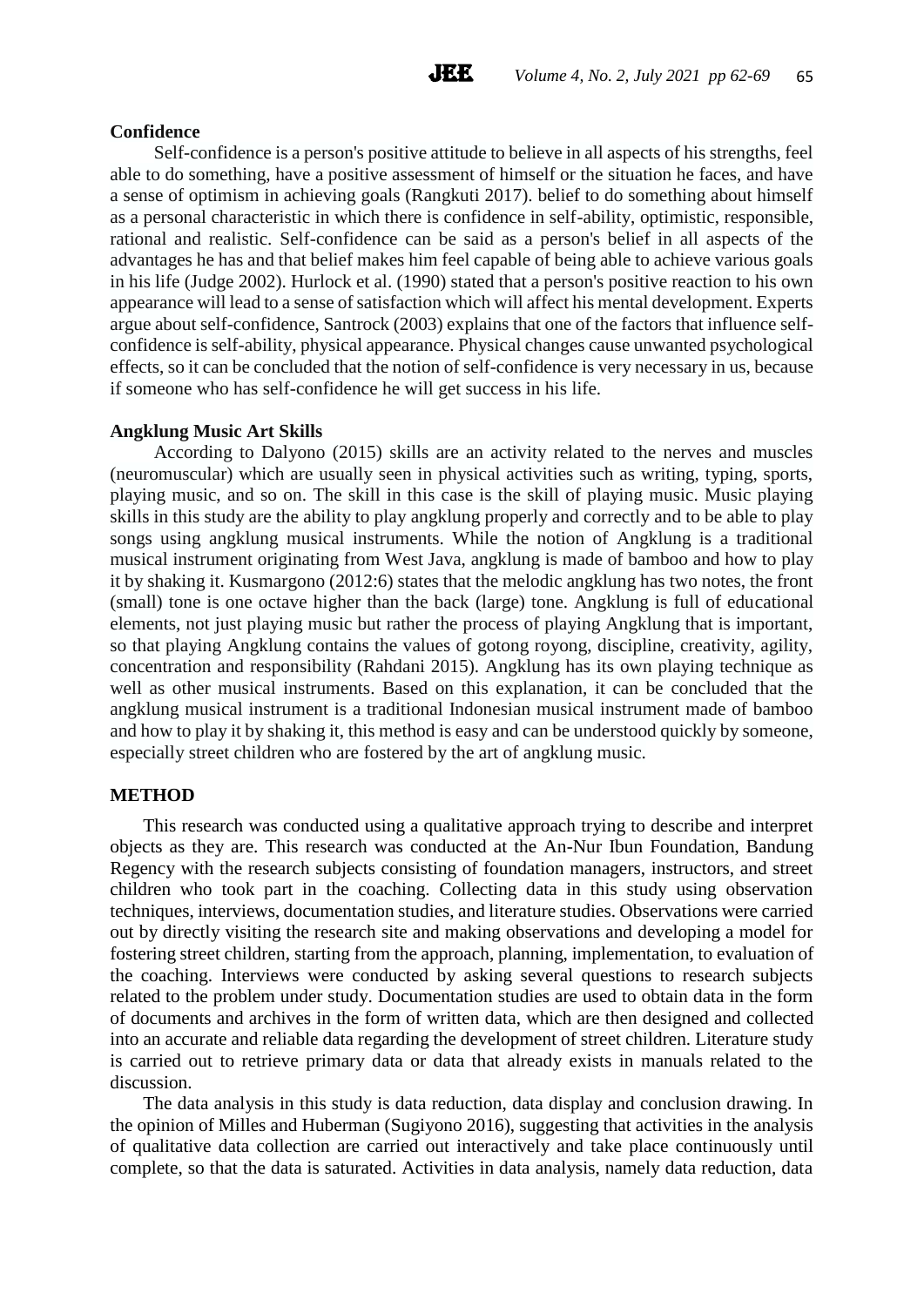**Confidence**

Self-confidence is a person's positive attitude to believe in all aspects of his strengths, feel able to do something, have a positive assessment of himself or the situation he faces, and have a sense of optimism in achieving goals (Rangkuti 2017). belief to do something about himself as a personal characteristic in which there is confidence in self-ability, optimistic, responsible, rational and realistic. Self-confidence can be said as a person's belief in all aspects of the advantages he has and that belief makes him feel capable of being able to achieve various goals in his life (Judge 2002). Hurlock et al. (1990) stated that a person's positive reaction to his own appearance will lead to a sense of satisfaction which will affect his mental development. Experts argue about self-confidence, Santrock (2003) explains that one of the factors that influence self-confidence is self-ability, physical appearance. Physical changes cause unwanted psychological effects, so it can be concluded that the notion of self-confidence is very necessary in us, because if someone who has self-confidence he will get success in his life.

**Angklung Music Art Skills**

According to Dalyono (2015) skills are an activity related to the nerves and muscles (neuromuscular) which are usually seen in physical activities such as writing, typing, sports, playing music, and so on. The skill in this case is the skill of playing music. Music playing skills in this study are the ability to play angklung properly and correctly and to be able to play songs using angklung musical instruments. While the notion of Angklung is a traditional musical instrument originating from West Java, angklung is made of bamboo and how to play it by shaking it. Kusmargono (2012:6) states that the melodic angklung has two notes, the front (small) tone is one octave higher than the back (large) tone. Angklung is full of educational elements, not just playing music but rather the process of playing Angklung that is important, so that playing Angklung contains the values of gotong royong, discipline, creativity, agility, concentration and responsibility (Rahdani 2015). Angklung has its own playing technique as well as other musical instruments. Based on this explanation, it can be concluded that the angklung musical instrument is a traditional Indonesian musical instrument made of bamboo and how to play it by shaking it, this method is easy and can be understood quickly by someone, especially street children who are fostered by the art of angklung music.

## METHOD

This research was conducted using a qualitative approach trying to describe and interpret objects as they are. This research was conducted at the An-Nur Ibun Foundation, Bandung Regency with the research subjects consisting of foundation managers, instructors, and street children who took part in the coaching. Collecting data in this study using observation techniques, interviews, documentation studies, and literature studies. Observations were carried out by directly visiting the research site and making observations and developing a model for fostering street children, starting from the approach, planning, implementation, to evaluation of the coaching. Interviews were conducted by asking several questions to research subjects related to the problem under study. Documentation studies are used to obtain data in the form of documents and archives in the form of written data, which are then designed and collected into an accurate and reliable data regarding the development of street children. Literature study is carried out to retrieve primary data or data that already exists in manuals related to the discussion.

The data analysis in this study is data reduction, data display and conclusion drawing. In the opinion of Milles and Huberman (Sugiyono 2016), suggesting that activities in the analysis of qualitative data collection are carried out interactively and take place continuously until complete, so that the data is saturated. Activities in data analysis, namely data reduction, data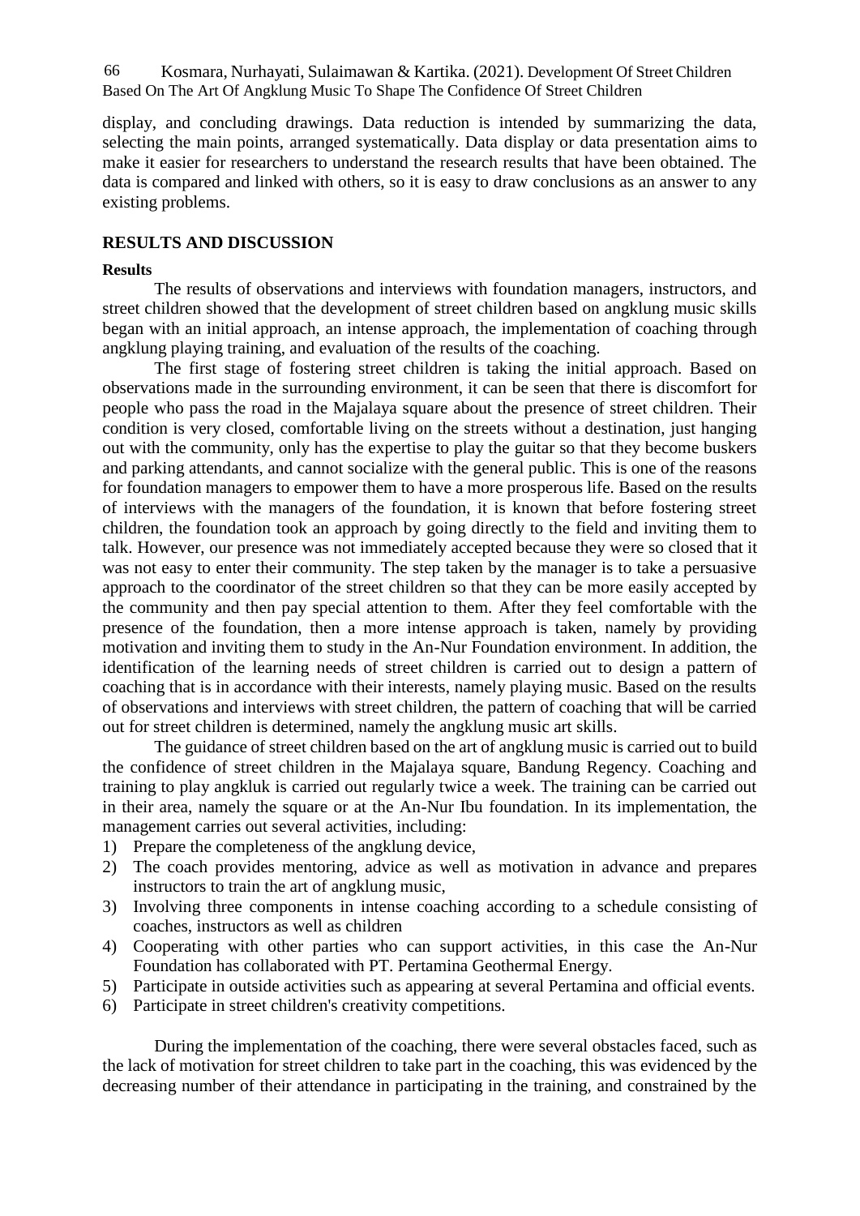display, and concluding drawings. Data reduction is intended by summarizing the data, selecting the main points, arranged systematically. Data display or data presentation aims to make it easier for researchers to understand the research results that have been obtained. The data is compared and linked with others, so it is easy to draw conclusions as an answer to any existing problems.

## RESULTS AND DISCUSSION

### Results

The results of observations and interviews with foundation managers, instructors, and street children showed that the development of street children based on angklung music skills began with an initial approach, an intense approach, the implementation of coaching through angklung playing training, and evaluation of the results of the coaching.

The first stage of fostering street children is taking the initial approach. Based on observations made in the surrounding environment, it can be seen that there is discomfort for people who pass the road in the Majalaya square about the presence of street children. Their condition is very closed, comfortable living on the streets without a destination, just hanging out with the community, only has the expertise to play the guitar so that they become buskers and parking attendants, and cannot socialize with the general public. This is one of the reasons for foundation managers to empower them to have a more prosperous life. Based on the results of interviews with the managers of the foundation, it is known that before fostering street children, the foundation took an approach by going directly to the field and inviting them to talk. However, our presence was not immediately accepted because they were so closed that it was not easy to enter their community. The step taken by the manager is to take a persuasive approach to the coordinator of the street children so that they can be more easily accepted by the community and then pay special attention to them. After they feel comfortable with the presence of the foundation, then a more intense approach is taken, namely by providing motivation and inviting them to study in the An-Nur Foundation environment. In addition, the identification of the learning needs of street children is carried out to design a pattern of coaching that is in accordance with their interests, namely playing music. Based on the results of observations and interviews with street children, the pattern of coaching that will be carried out for street children is determined, namely the angklung music art skills.

The guidance of street children based on the art of angklung music is carried out to build the confidence of street children in the Majalaya square, Bandung Regency. Coaching and training to play angkluk is carried out regularly twice a week. The training can be carried out in their area, namely the square or at the An-Nur Ibu foundation. In its implementation, the management carries out several activities, including:

1) Prepare the completeness of the angklung device,
2) The coach provides mentoring, advice as well as motivation in advance and prepares instructors to train the art of angklung music,
3) Involving three components in intense coaching according to a schedule consisting of coaches, instructors as well as children
4) Cooperating with other parties who can support activities, in this case the An-Nur Foundation has collaborated with PT. Pertamina Geothermal Energy.
5) Participate in outside activities such as appearing at several Pertamina and official events.
6) Participate in street children's creativity competitions.

During the implementation of the coaching, there were several obstacles faced, such as the lack of motivation for street children to take part in the coaching, this was evidenced by the decreasing number of their attendance in participating in the training, and constrained by the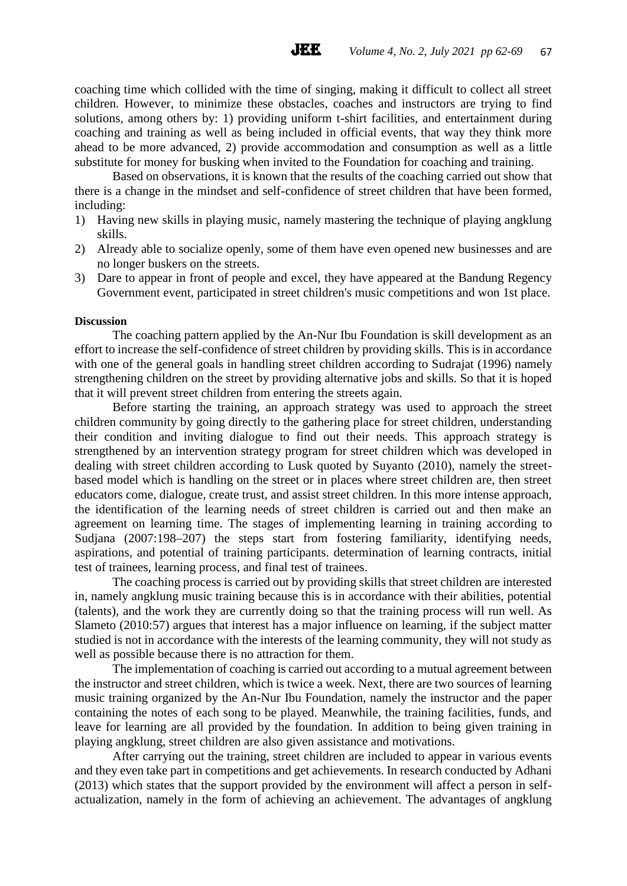coaching time which collided with the time of singing, making it difficult to collect all street children. However, to minimize these obstacles, coaches and instructors are trying to find solutions, among others by: 1) providing uniform t-shirt facilities, and entertainment during coaching and training as well as being included in official events, that way they think more ahead to be more advanced, 2) provide accommodation and consumption as well as a little substitute for money for busking when invited to the Foundation for coaching and training.

Based on observations, it is known that the results of the coaching carried out show that there is a change in the mindset and self-confidence of street children that have been formed, including:

1) Having new skills in playing music, namely mastering the technique of playing angklung skills.
2) Already able to socialize openly, some of them have even opened new businesses and are no longer buskers on the streets.
3) Dare to appear in front of people and excel, they have appeared at the Bandung Regency Government event, participated in street children's music competitions and won 1st place.

**Discussion**

The coaching pattern applied by the An-Nur Ibu Foundation is skill development as an effort to increase the self-confidence of street children by providing skills. This is in accordance with one of the general goals in handling street children according to Sudrajat (1996) namely strengthening children on the street by providing alternative jobs and skills. So that it is hoped that it will prevent street children from entering the streets again.

Before starting the training, an approach strategy was used to approach the street children community by going directly to the gathering place for street children, understanding their condition and inviting dialogue to find out their needs. This approach strategy is strengthened by an intervention strategy program for street children which was developed in dealing with street children according to Lusk quoted by Suyanto (2010), namely the street-based model which is handling on the street or in places where street children are, then street educators come, dialogue, create trust, and assist street children. In this more intense approach, the identification of the learning needs of street children is carried out and then make an agreement on learning time. The stages of implementing learning in training according to Sudjana (2007:198–207) the steps start from fostering familiarity, identifying needs, aspirations, and potential of training participants. determination of learning contracts, initial test of trainees, learning process, and final test of trainees.

The coaching process is carried out by providing skills that street children are interested in, namely angklung music training because this is in accordance with their abilities, potential (talents), and the work they are currently doing so that the training process will run well. As Slameto (2010:57) argues that interest has a major influence on learning, if the subject matter studied is not in accordance with the interests of the learning community, they will not study as well as possible because there is no attraction for them.

The implementation of coaching is carried out according to a mutual agreement between the instructor and street children, which is twice a week. Next, there are two sources of learning music training organized by the An-Nur Ibu Foundation, namely the instructor and the paper containing the notes of each song to be played. Meanwhile, the training facilities, funds, and leave for learning are all provided by the foundation. In addition to being given training in playing angklung, street children are also given assistance and motivations.

After carrying out the training, street children are included to appear in various events and they even take part in competitions and get achievements. In research conducted by Adhani (2013) which states that the support provided by the environment will affect a person in self-actualization, namely in the form of achieving an achievement. The advantages of angklung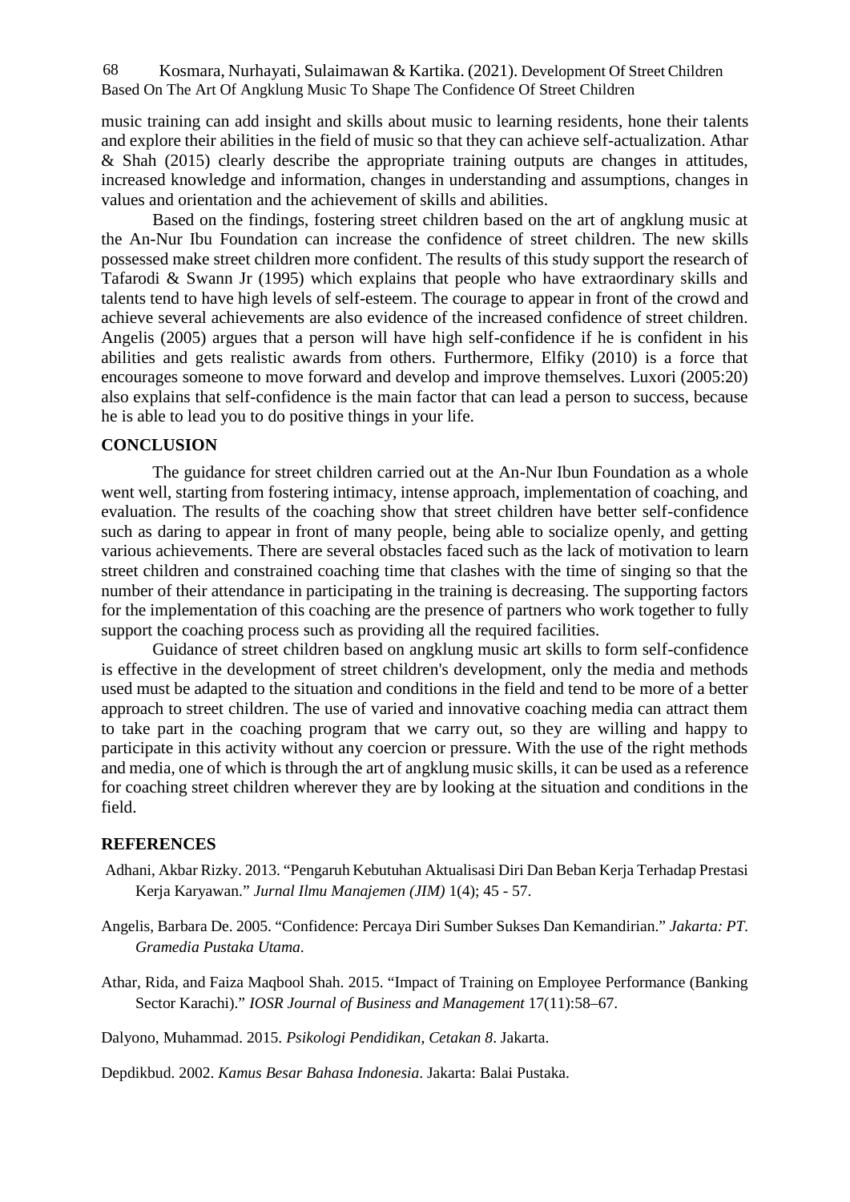music training can add insight and skills about music to learning residents, hone their talents and explore their abilities in the field of music so that they can achieve self-actualization. Athar & Shah (2015) clearly describe the appropriate training outputs are changes in attitudes, increased knowledge and information, changes in understanding and assumptions, changes in values and orientation and the achievement of skills and abilities.

Based on the findings, fostering street children based on the art of angklung music at the An-Nur Ibu Foundation can increase the confidence of street children. The new skills possessed make street children more confident. The results of this study support the research of Tafarodi & Swann Jr (1995) which explains that people who have extraordinary skills and talents tend to have high levels of self-esteem. The courage to appear in front of the crowd and achieve several achievements are also evidence of the increased confidence of street children. Angelis (2005) argues that a person will have high self-confidence if he is confident in his abilities and gets realistic awards from others. Furthermore, Elfiky (2010) is a force that encourages someone to move forward and develop and improve themselves. Luxori (2005:20) also explains that self-confidence is the main factor that can lead a person to success, because he is able to lead you to do positive things in your life.

## CONCLUSION

The guidance for street children carried out at the An-Nur Ibun Foundation as a whole went well, starting from fostering intimacy, intense approach, implementation of coaching, and evaluation. The results of the coaching show that street children have better self-confidence such as daring to appear in front of many people, being able to socialize openly, and getting various achievements. There are several obstacles faced such as the lack of motivation to learn street children and constrained coaching time that clashes with the time of singing so that the number of their attendance in participating in the training is decreasing. The supporting factors for the implementation of this coaching are the presence of partners who work together to fully support the coaching process such as providing all the required facilities.

Guidance of street children based on angklung music art skills to form self-confidence is effective in the development of street children's development, only the media and methods used must be adapted to the situation and conditions in the field and tend to be more of a better approach to street children. The use of varied and innovative coaching media can attract them to take part in the coaching program that we carry out, so they are willing and happy to participate in this activity without any coercion or pressure. With the use of the right methods and media, one of which is through the art of angklung music skills, it can be used as a reference for coaching street children wherever they are by looking at the situation and conditions in the field.

## REFERENCES

Adhani, Akbar Rizky. 2013. "Pengaruh Kebutuhan Aktualisasi Diri Dan Beban Kerja Terhadap Prestasi Kerja Karyawan." *Jurnal Ilmu Manajemen (JIM)* 1(4); 45 - 57.

Angelis, Barbara De. 2005. "Confidence: Percaya Diri Sumber Sukses Dan Kemandirian." *Jakarta: PT. Gramedia Pustaka Utama*.

Athar, Rida, and Faiza Maqbool Shah. 2015. "Impact of Training on Employee Performance (Banking Sector Karachi)." *IOSR Journal of Business and Management* 17(11):58–67.

Dalyono, Muhammad. 2015. *Psikologi Pendidikan, Cetakan 8*. Jakarta.

Depdikbud. 2002. *Kamus Besar Bahasa Indonesia*. Jakarta: Balai Pustaka.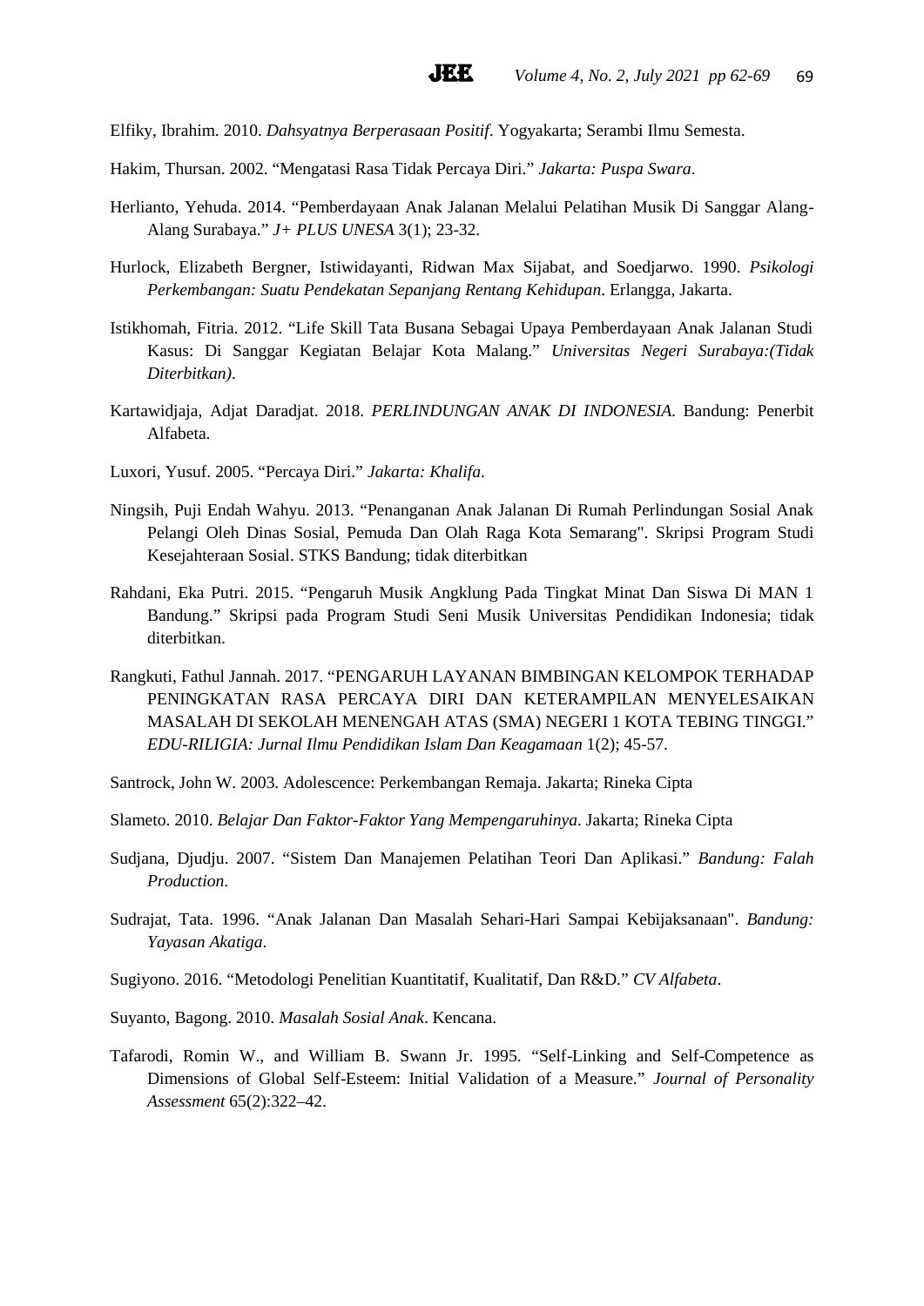Elfiky, Ibrahim. 2010. *Dahsyatnya Berperasaan Positif*. Yogyakarta; Serambi Ilmu Semesta.

Hakim, Thursan. 2002. "Mengatasi Rasa Tidak Percaya Diri." *Jakarta: Puspa Swara*.

Herlianto, Yehuda. 2014. "Pemberdayaan Anak Jalanan Melalui Pelatihan Musik Di Sanggar Alang-Alang Surabaya." *J+ PLUS UNESA* 3(1); 23-32.

Hurlock, Elizabeth Bergner, Istiwidayanti, Ridwan Max Sijabat, and Soedjarwo. 1990. *Psikologi Perkembangan: Suatu Pendekatan Sepanjang Rentang Kehidupan*. Erlangga, Jakarta.

Istikhomah, Fitria. 2012. "Life Skill Tata Busana Sebagai Upaya Pemberdayaan Anak Jalanan Studi Kasus: Di Sanggar Kegiatan Belajar Kota Malang." *Universitas Negeri Surabaya:(Tidak Diterbitkan)*.

Kartawidjaja, Adjat Daradjat. 2018. *PERLINDUNGAN ANAK DI INDONESIA*. Bandung: Penerbit Alfabeta.

Luxori, Yusuf. 2005. "Percaya Diri." *Jakarta: Khalifa*.

Ningsih, Puji Endah Wahyu. 2013. "Penanganan Anak Jalanan Di Rumah Perlindungan Sosial Anak Pelangi Oleh Dinas Sosial, Pemuda Dan Olah Raga Kota Semarang". Skripsi Program Studi Kesejahteraan Sosial. STKS Bandung; tidak diterbitkan

Rahdani, Eka Putri. 2015. "Pengaruh Musik Angklung Pada Tingkat Minat Dan Siswa Di MAN 1 Bandung." Skripsi pada Program Studi Seni Musik Universitas Pendidikan Indonesia; tidak diterbitkan.

Rangkuti, Fathul Jannah. 2017. "PENGARUH LAYANAN BIMBINGAN KELOMPOK TERHADAP PENINGKATAN RASA PERCAYA DIRI DAN KETERAMPILAN MENYELESAIKAN MASALAH DI SEKOLAH MENENGAH ATAS (SMA) NEGERI 1 KOTA TEBING TINGGI." *EDU-RILIGIA: Jurnal Ilmu Pendidikan Islam Dan Keagamaan* 1(2); 45-57.

Santrock, John W. 2003. Adolescence: Perkembangan Remaja. Jakarta; Rineka Cipta

Slameto. 2010. *Belajar Dan Faktor-Faktor Yang Mempengaruhinya*. Jakarta; Rineka Cipta

Sudjana, Djudju. 2007. "Sistem Dan Manajemen Pelatihan Teori Dan Aplikasi." *Bandung: Falah Production*.

Sudrajat, Tata. 1996. "Anak Jalanan Dan Masalah Sehari-Hari Sampai Kebijaksanaan". *Bandung: Yayasan Akatiga*.

Sugiyono. 2016. "Metodologi Penelitian Kuantitatif, Kualitatif, Dan R&D." *CV Alfabeta*.

Suyanto, Bagong. 2010. *Masalah Sosial Anak*. Kencana.

Tafarodi, Romin W., and William B. Swann Jr. 1995. "Self-Linking and Self-Competence as Dimensions of Global Self-Esteem: Initial Validation of a Measure." *Journal of Personality Assessment* 65(2):322–42.